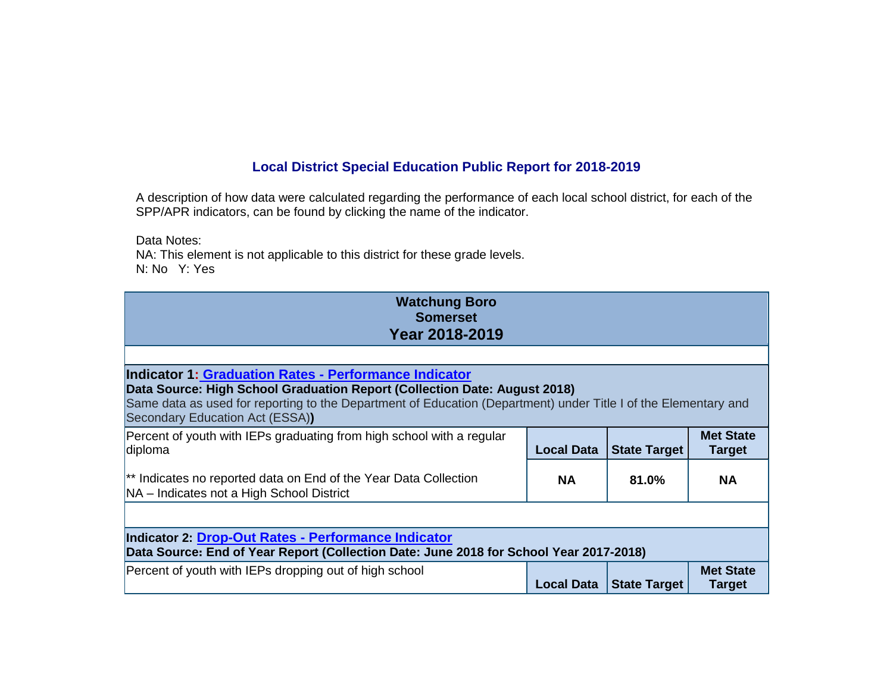# Local District Special Education Public Report for 2018-2019

A description of how data were calculated regarding the performance of each local school district, for each of the SPP/APR indicators, can be found by clicking the name of the indicator.

Data Notes:
NA: This element is not applicable to this district for these grade levels.
N: No   Y: Yes

## Watchung Boro
## Somerset
## Year 2018-2019

**Indicator 1: Graduation Rates - Performance Indicator**
**Data Source: High School Graduation Report (Collection Date: August 2018)**
Same data as used for reporting to the Department of Education (Department) under Title I of the Elementary and Secondary Education Act (ESSA)**)**

| Percent of youth with IEPs graduating from high school with a regular diploma | Local Data | State Target | Met State Target |
|---|---|---|---|
| ** Indicates no reported data on End of the Year Data Collection<br>NA – Indicates not a High School District | **NA** | **81.0%** | **NA** |

**Indicator 2: Drop-Out Rates - Performance Indicator**
**Data Source: End of Year Report (Collection Date: June 2018 for School Year 2017-2018)**

| Percent of youth with IEPs dropping out of high school | Local Data | State Target | Met State Target |
|---|---|---|---|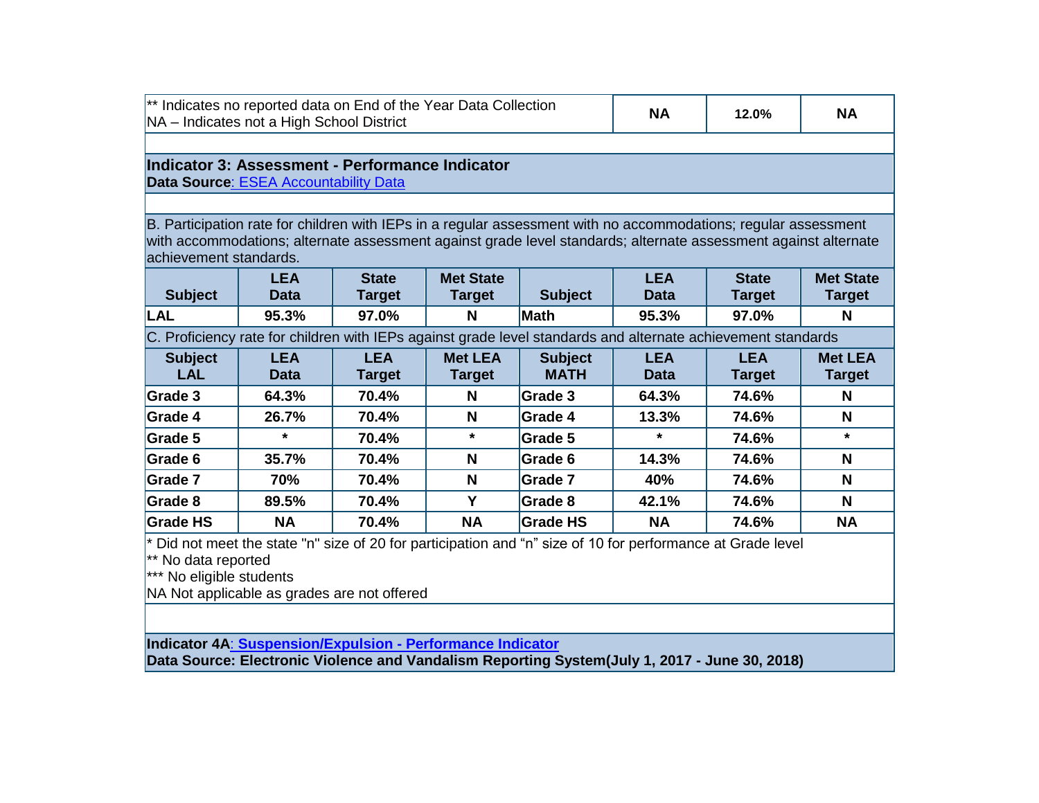| ** Indicates no reported data on End of the Year Data Collection<br>NA – Indicates not a High School District | NA | 12.0% | NA |
|---|---|---|---|

**Indicator 3: Assessment - Performance Indicator**
**Data Source**: ESEA Accountability Data

B. Participation rate for children with IEPs in a regular assessment with no accommodations; regular assessment with accommodations; alternate assessment against grade level standards; alternate assessment against alternate achievement standards.

| Subject | LEA Data | State Target | Met State Target | Subject | LEA Data | State Target | Met State Target |
|---|---|---|---|---|---|---|---|
| LAL | 95.3% | 97.0% | N | Math | 95.3% | 97.0% | N |

C. Proficiency rate for children with IEPs against grade level standards and alternate achievement standards

| Subject LAL | LEA Data | LEA Target | Met LEA Target | Subject MATH | LEA Data | LEA Target | Met LEA Target |
|---|---|---|---|---|---|---|---|
| Grade 3 | 64.3% | 70.4% | N | Grade 3 | 64.3% | 74.6% | N |
| Grade 4 | 26.7% | 70.4% | N | Grade 4 | 13.3% | 74.6% | N |
| Grade 5 | * | 70.4% | * | Grade 5 | * | 74.6% | * |
| Grade 6 | 35.7% | 70.4% | N | Grade 6 | 14.3% | 74.6% | N |
| Grade 7 | 70% | 70.4% | N | Grade 7 | 40% | 74.6% | N |
| Grade 8 | 89.5% | 70.4% | Y | Grade 8 | 42.1% | 74.6% | N |
| Grade HS | NA | 70.4% | NA | Grade HS | NA | 74.6% | NA |

* Did not meet the state "n" size of 20 for participation and "n" size of 10 for performance at Grade level
** No data reported
*** No eligible students
NA Not applicable as grades are not offered

**Indicator 4A: Suspension/Expulsion - Performance Indicator**
**Data Source: Electronic Violence and Vandalism Reporting System(July 1, 2017 - June 30, 2018)**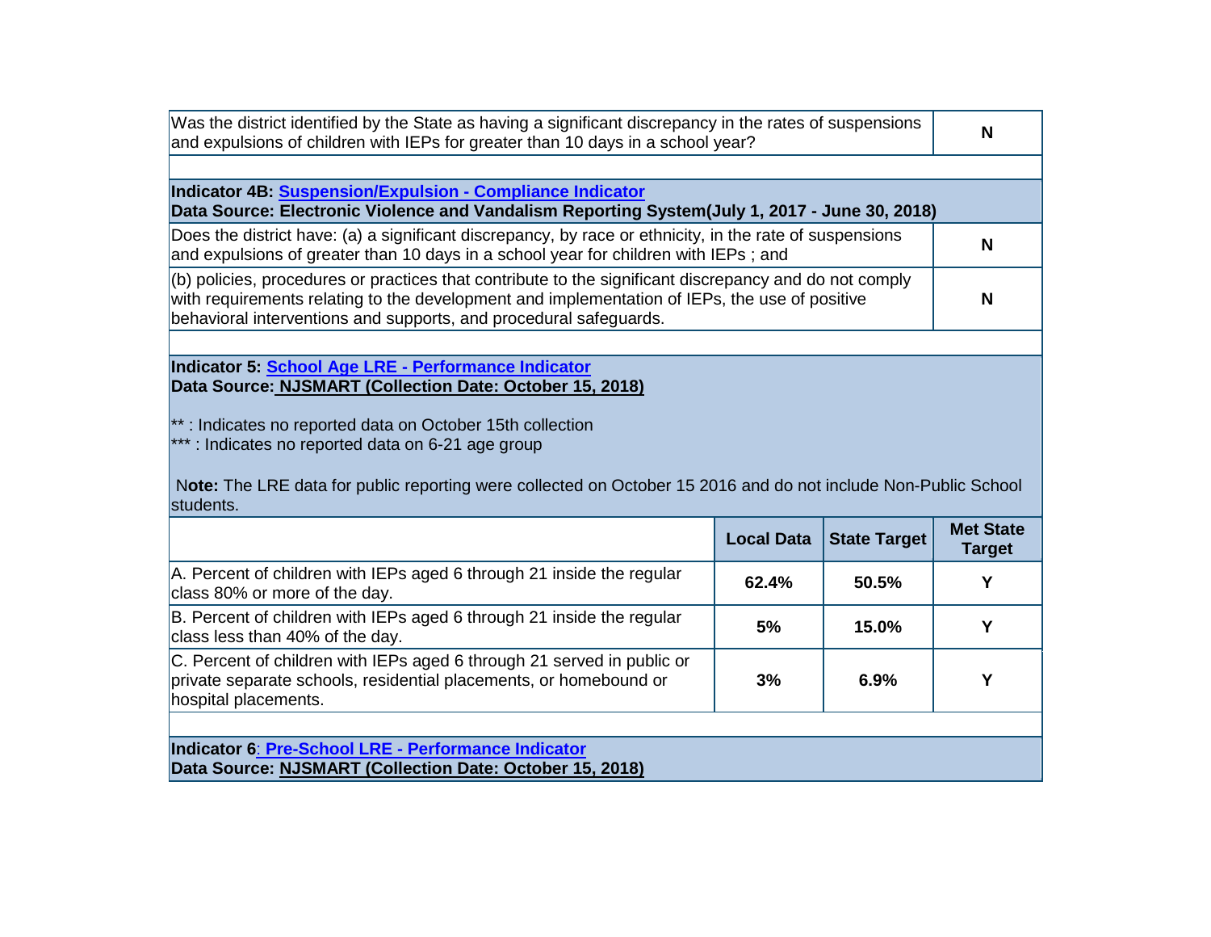| | |
|---|---|
| Was the district identified by the State as having a significant discrepancy in the rates of suspensions and expulsions of children with IEPs for greater than 10 days in a school year? | **N** |

**Indicator 4B: Suspension/Expulsion - Compliance Indicator**
**Data Source: Electronic Violence and Vandalism Reporting System(July 1, 2017 - June 30, 2018)**

| | |
|---|---|
| Does the district have: (a) a significant discrepancy, by race or ethnicity, in the rate of suspensions and expulsions of greater than 10 days in a school year for children with IEPs ; and | **N** |
| (b) policies, procedures or practices that contribute to the significant discrepancy and do not comply with requirements relating to the development and implementation of IEPs, the use of positive behavioral interventions and supports, and procedural safeguards. | **N** |

**Indicator 5: School Age LRE - Performance Indicator**
**Data Source: NJSMART (Collection Date: October 15, 2018)**

** : Indicates no reported data on October 15th collection
*** : Indicates no reported data on 6-21 age group

N**ote:** The LRE data for public reporting were collected on October 15 2016 and do not include Non-Public School students.

| | Local Data | State Target | Met State Target |
|---|---|---|---|
| A. Percent of children with IEPs aged 6 through 21 inside the regular class 80% or more of the day. | **62.4%** | **50.5%** | **Y** |
| B. Percent of children with IEPs aged 6 through 21 inside the regular class less than 40% of the day. | **5%** | **15.0%** | **Y** |
| C. Percent of children with IEPs aged 6 through 21 served in public or private separate schools, residential placements, or homebound or hospital placements. | **3%** | **6.9%** | **Y** |

**Indicator 6: Pre-School LRE - Performance Indicator**
**Data Source: NJSMART (Collection Date: October 15, 2018)**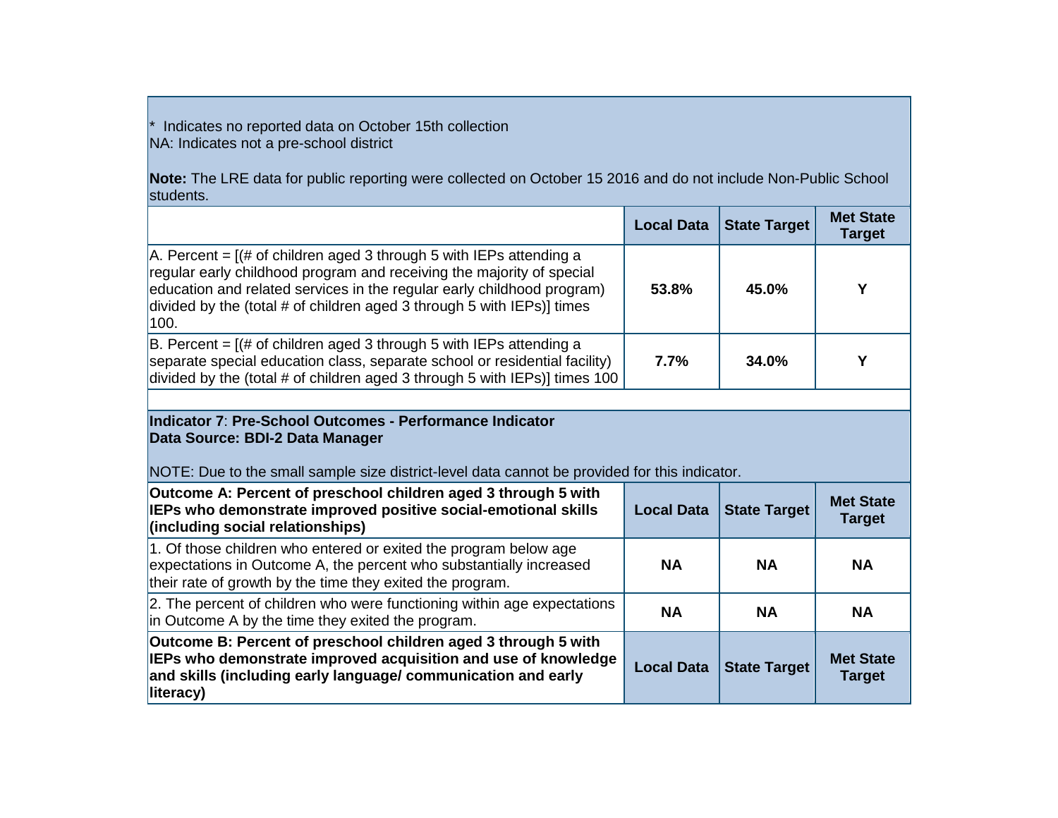\* Indicates no reported data on October 15th collection
NA: Indicates not a pre-school district

**Note:** The LRE data for public reporting were collected on October 15 2016 and do not include Non-Public School students.

| | Local Data | State Target | Met State Target |
|---|---|---|---|
| A. Percent = [(# of children aged 3 through 5 with IEPs attending a regular early childhood program and receiving the majority of special education and related services in the regular early childhood program) divided by the (total # of children aged 3 through 5 with IEPs)] times 100. | **53.8%** | **45.0%** | **Y** |
| B. Percent = [(# of children aged 3 through 5 with IEPs attending a separate special education class, separate school or residential facility) divided by the (total # of children aged 3 through 5 with IEPs)] times 100 | **7.7%** | **34.0%** | **Y** |

**Indicator 7**: **Pre-School Outcomes - Performance Indicator**
**Data Source: BDI-2 Data Manager**

NOTE: Due to the small sample size district-level data cannot be provided for this indicator.

| **Outcome A: Percent of preschool children aged 3 through 5 with IEPs who demonstrate improved positive social-emotional skills (including social relationships)** | Local Data | State Target | Met State Target |
|---|---|---|---|
| 1. Of those children who entered or exited the program below age expectations in Outcome A, the percent who substantially increased their rate of growth by the time they exited the program. | **NA** | **NA** | **NA** |
| 2. The percent of children who were functioning within age expectations in Outcome A by the time they exited the program. | **NA** | **NA** | **NA** |
| **Outcome B: Percent of preschool children aged 3 through 5 with IEPs who demonstrate improved acquisition and use of knowledge and skills (including early language/ communication and early literacy)** | **Local Data** | **State Target** | **Met State Target** |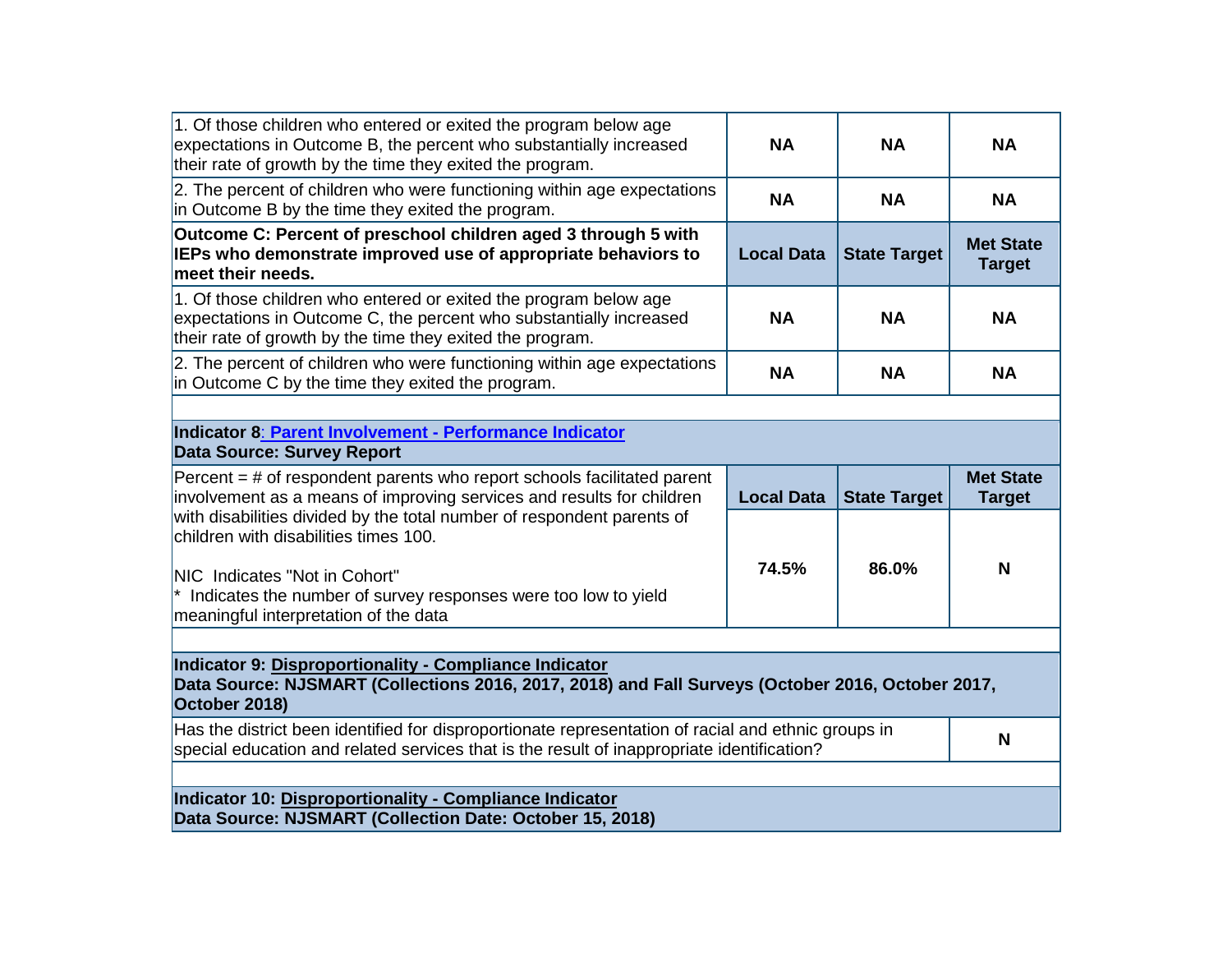| | | | |
|---|---|---|---|
| 1. Of those children who entered or exited the program below age expectations in Outcome B, the percent who substantially increased their rate of growth by the time they exited the program. | **NA** | **NA** | **NA** |
| 2. The percent of children who were functioning within age expectations in Outcome B by the time they exited the program. | **NA** | **NA** | **NA** |
| **Outcome C: Percent of preschool children aged 3 through 5 with IEPs who demonstrate improved use of appropriate behaviors to meet their needs.** | **Local Data** | **State Target** | **Met State Target** |
| 1. Of those children who entered or exited the program below age expectations in Outcome C, the percent who substantially increased their rate of growth by the time they exited the program. | **NA** | **NA** | **NA** |
| 2. The percent of children who were functioning within age expectations in Outcome C by the time they exited the program. | **NA** | **NA** | **NA** |

**Indicator 8: Parent Involvement - Performance Indicator**
**Data Source: Survey Report**

| Percent = # of respondent parents who report schools facilitated parent involvement as a means of improving services and results for children with disabilities divided by the total number of respondent parents of children with disabilities times 100.<br><br>NIC Indicates "Not in Cohort"<br>* Indicates the number of survey responses were too low to yield meaningful interpretation of the data | **Local Data** | **State Target** | **Met State Target** |
|---|---|---|---|
| | **74.5%** | **86.0%** | **N** |

**Indicator 9: Disproportionality - Compliance Indicator**
**Data Source: NJSMART (Collections 2016, 2017, 2018) and Fall Surveys (October 2016, October 2017, October 2018)**

| | |
|---|---|
| Has the district been identified for disproportionate representation of racial and ethnic groups in special education and related services that is the result of inappropriate identification? | **N** |

**Indicator 10: Disproportionality - Compliance Indicator**
**Data Source: NJSMART (Collection Date: October 15, 2018)**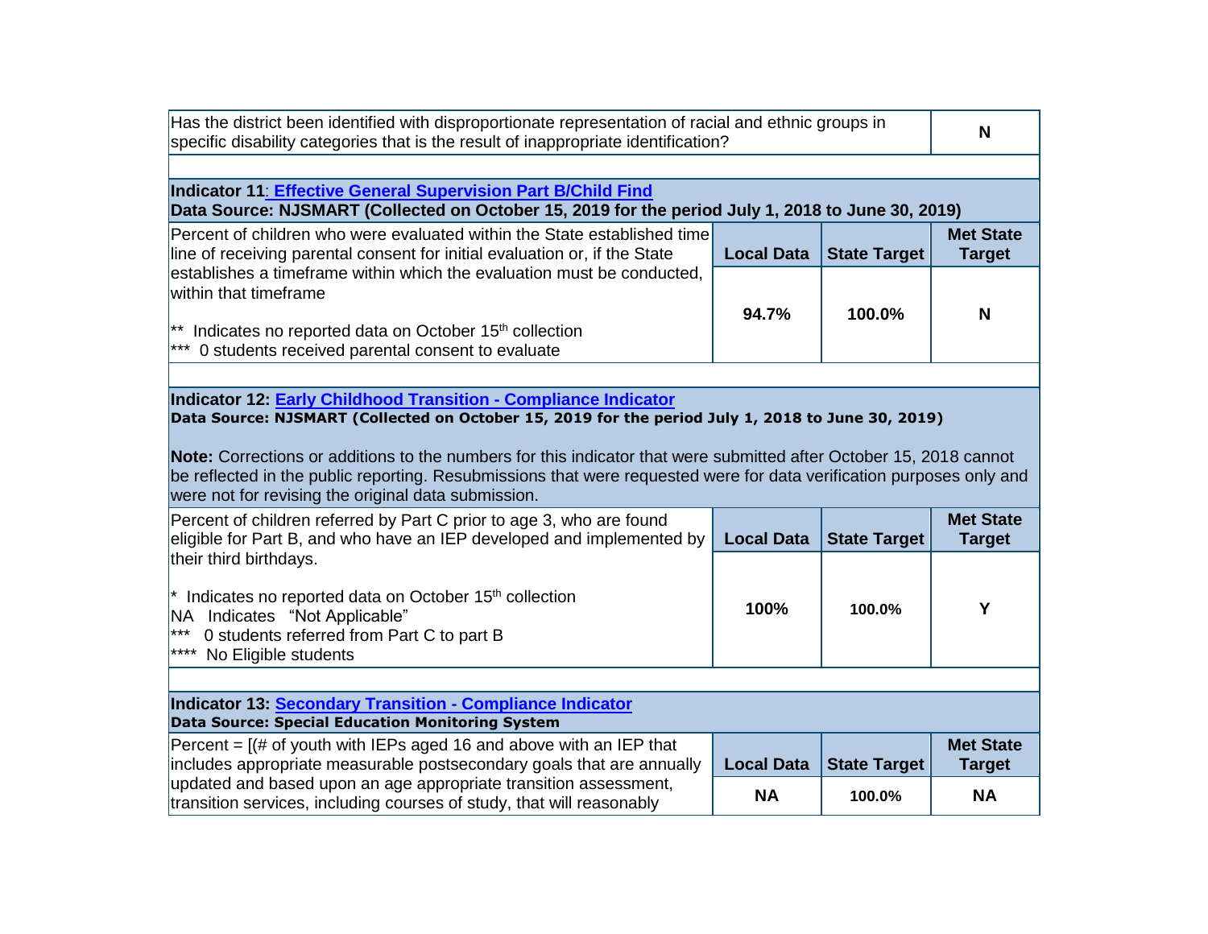| Has the district been identified with disproportionate representation of racial and ethnic groups in specific disability categories that is the result of inappropriate identification? | N |
| --- | --- |

**Indicator 11: Effective General Supervision Part B/Child Find**
**Data Source: NJSMART (Collected on October 15, 2019 for the period July 1, 2018 to June 30, 2019)**

| Percent of children who were evaluated within the State established time line of receiving parental consent for initial evaluation or, if the State establishes a timeframe within which the evaluation must be conducted, within that timeframe<br><br>** Indicates no reported data on October 15th collection<br>*** 0 students received parental consent to evaluate | Local Data | State Target | Met State Target |
| --- | --- | --- | --- |
| | **94.7%** | **100.0%** | **N** |

**Indicator 12: Early Childhood Transition - Compliance Indicator**
**Data Source: NJSMART (Collected on October 15, 2019 for the period July 1, 2018 to June 30, 2019)**

**Note:** Corrections or additions to the numbers for this indicator that were submitted after October 15, 2018 cannot be reflected in the public reporting. Resubmissions that were requested were for data verification purposes only and were not for revising the original data submission.

| Percent of children referred by Part C prior to age 3, who are found eligible for Part B, and who have an IEP developed and implemented by their third birthdays.<br><br>* Indicates no reported data on October 15th collection<br>NA Indicates "Not Applicable"<br>*** 0 students referred from Part C to part B<br>**** No Eligible students | Local Data | State Target | Met State Target |
| --- | --- | --- | --- |
| | **100%** | **100.0%** | **Y** |

**Indicator 13: Secondary Transition - Compliance Indicator**
**Data Source: Special Education Monitoring System**

| Percent = [(# of youth with IEPs aged 16 and above with an IEP that includes appropriate measurable postsecondary goals that are annually updated and based upon an age appropriate transition assessment, transition services, including courses of study, that will reasonably | Local Data | State Target | Met State Target |
| --- | --- | --- | --- |
| | **NA** | **100.0%** | **NA** |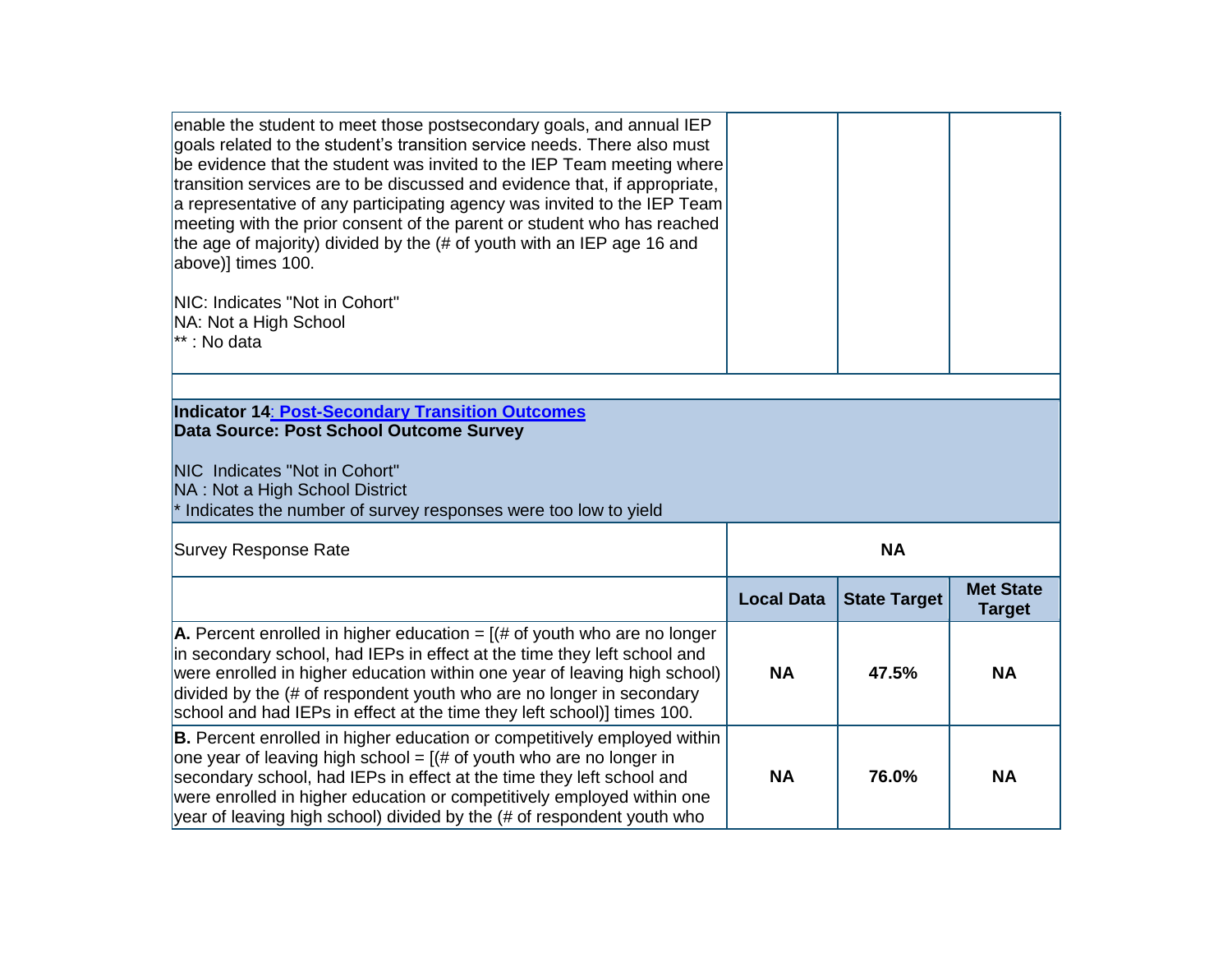| | | | |
|---|---|---|---|
| enable the student to meet those postsecondary goals, and annual IEP goals related to the student's transition service needs. There also must be evidence that the student was invited to the IEP Team meeting where transition services are to be discussed and evidence that, if appropriate, a representative of any participating agency was invited to the IEP Team meeting with the prior consent of the parent or student who has reached the age of majority) divided by the (# of youth with an IEP age 16 and above)] times 100.<br><br>NIC: Indicates "Not in Cohort"<br>NA: Not a High School<br>** : No data | | | |

**Indicator 14: Post-Secondary Transition Outcomes**
**Data Source: Post School Outcome Survey**

NIC Indicates "Not in Cohort"
NA : Not a High School District
* Indicates the number of survey responses were too low to yield

| Survey Response Rate | **NA** | | |
|---|---|---|---|
| | **Local Data** | **State Target** | **Met State Target** |
| **A.** Percent enrolled in higher education = [(# of youth who are no longer in secondary school, had IEPs in effect at the time they left school and were enrolled in higher education within one year of leaving high school) divided by the (# of respondent youth who are no longer in secondary school and had IEPs in effect at the time they left school)] times 100. | **NA** | **47.5%** | **NA** |
| **B.** Percent enrolled in higher education or competitively employed within one year of leaving high school = [(# of youth who are no longer in secondary school, had IEPs in effect at the time they left school and were enrolled in higher education or competitively employed within one year of leaving high school) divided by the (# of respondent youth who | **NA** | **76.0%** | **NA** |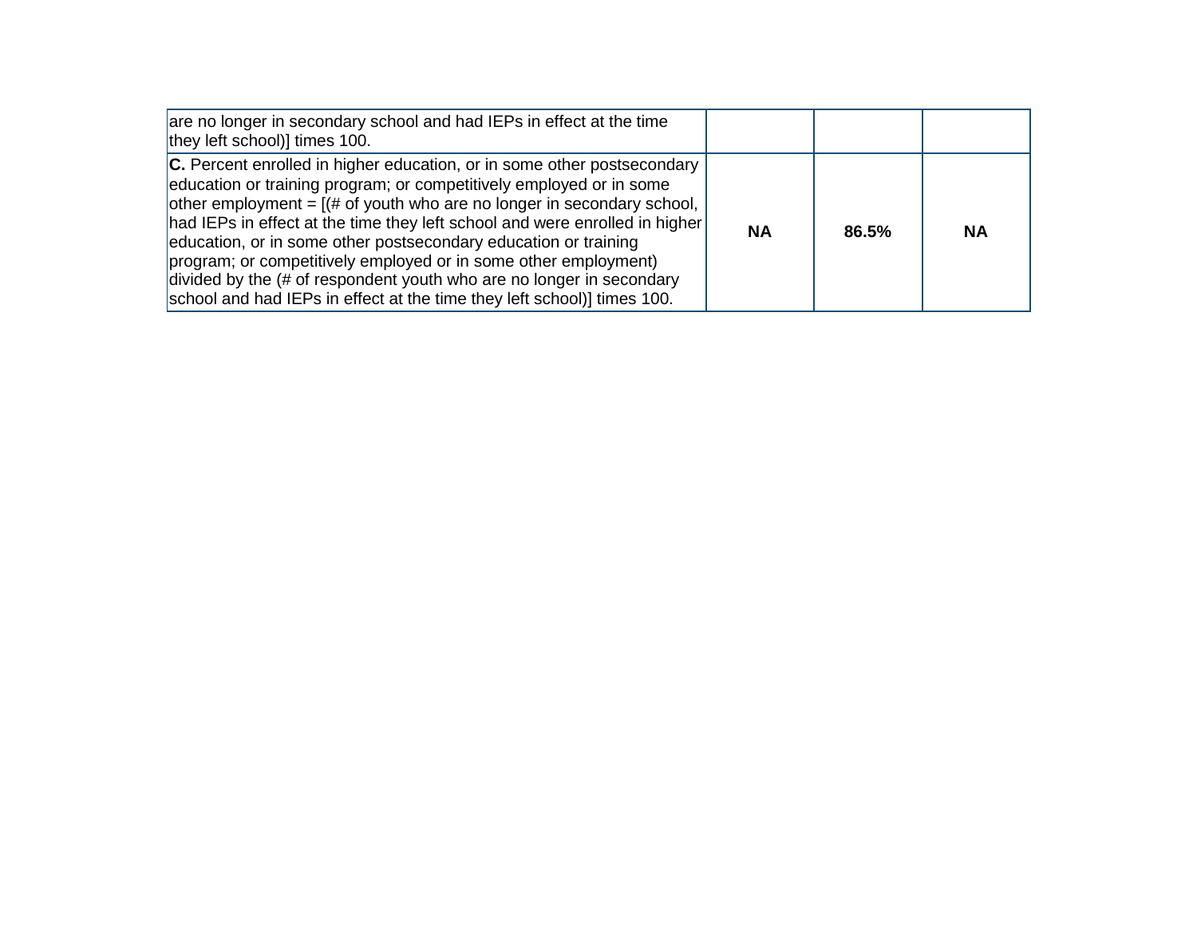| | | | |
|---|---|---|---|
| are no longer in secondary school and had IEPs in effect at the time they left school)] times 100. | | | |
| **C.** Percent enrolled in higher education, or in some other postsecondary education or training program; or competitively employed or in some other employment = [(# of youth who are no longer in secondary school, had IEPs in effect at the time they left school and were enrolled in higher education, or in some other postsecondary education or training program; or competitively employed or in some other employment) divided by the (# of respondent youth who are no longer in secondary school and had IEPs in effect at the time they left school)] times 100. | **NA** | **86.5%** | **NA** |